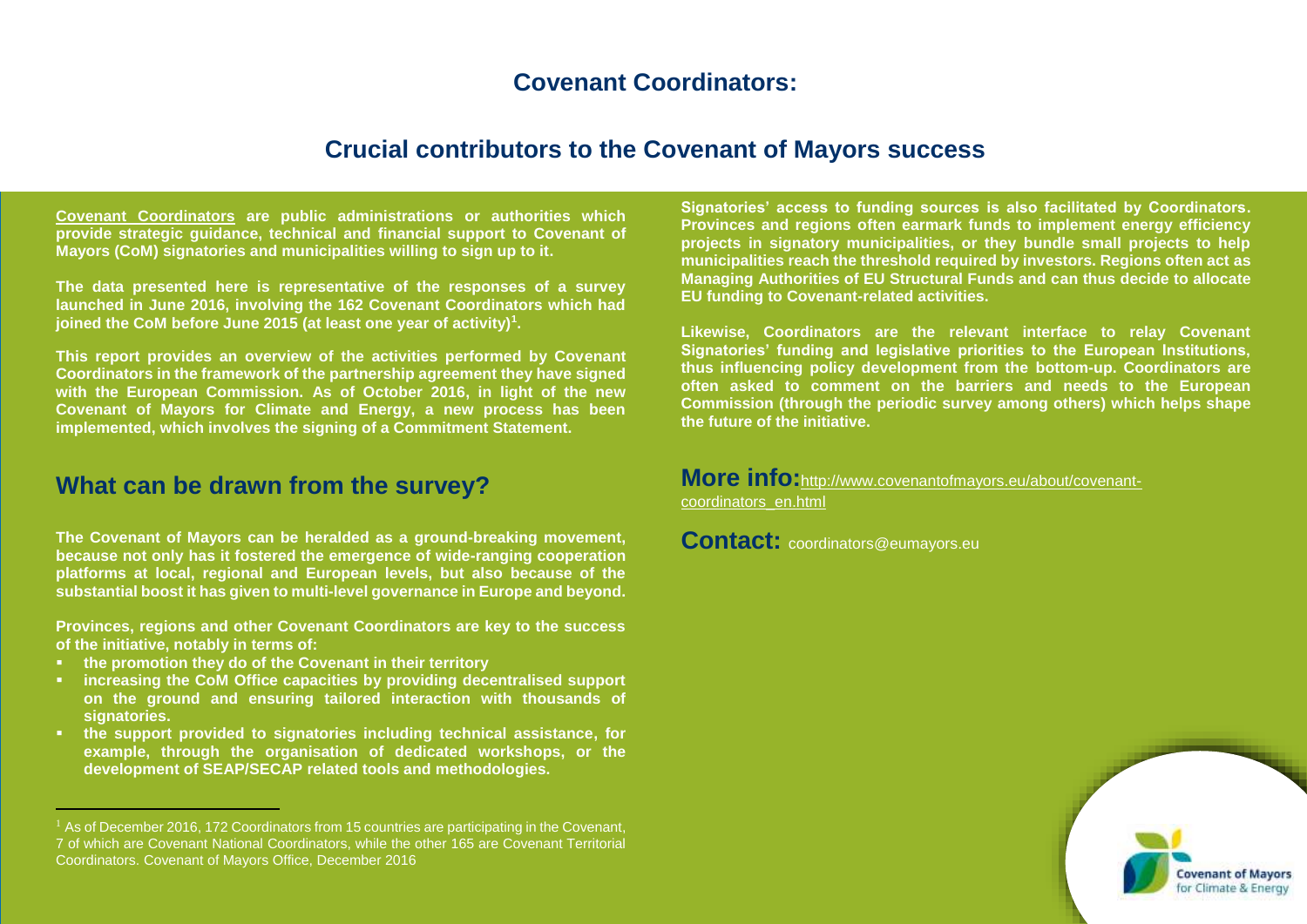# Covenant Coordinators:

## Crucial contributors to the Covenant of Mayors success

**Covenant Coordinators are public administrations or authorities which provide strategic guidance, technical and financial support to Covenant of Mayors (CoM) signatories and municipalities willing to sign up to it.**

**The data presented here is representative of the responses of a survey launched in June 2016, involving the 162 Covenant Coordinators which had joined the CoM before June 2015 (at least one year of activity)[1].**

**This report provides an overview of the activities performed by Covenant Coordinators in the framework of the partnership agreement they have signed with the European Commission. As of October 2016, in light of the new Covenant of Mayors for Climate and Energy, a new process has been implemented, which involves the signing of a Commitment Statement.**

## What can be drawn from the survey?

**The Covenant of Mayors can be heralded as a ground-breaking movement, because not only has it fostered the emergence of wide-ranging cooperation platforms at local, regional and European levels, but also because of the substantial boost it has given to multi-level governance in Europe and beyond.**

**Provinces, regions and other Covenant Coordinators are key to the success of the initiative, notably in terms of:**

- **the promotion they do of the Covenant in their territory**
- **increasing the CoM Office capacities by providing decentralised support on the ground and ensuring tailored interaction with thousands of signatories.**
- **the support provided to signatories including technical assistance, for example, through the organisation of dedicated workshops, or the development of SEAP/SECAP related tools and methodologies.**

**Signatories' access to funding sources is also facilitated by Coordinators. Provinces and regions often earmark funds to implement energy efficiency projects in signatory municipalities, or they bundle small projects to help municipalities reach the threshold required by investors. Regions often act as Managing Authorities of EU Structural Funds and can thus decide to allocate EU funding to Covenant-related activities.**

**Likewise, Coordinators are the relevant interface to relay Covenant Signatories' funding and legislative priorities to the European Institutions, thus influencing policy development from the bottom-up. Coordinators are often asked to comment on the barriers and needs to the European Commission (through the periodic survey among others) which helps shape the future of the initiative.**

**More info:** http://www.covenantofmayors.eu/about/covenant-coordinators_en.html

**Contact:** coordinators@eumayors.eu

[1] As of December 2016, 172 Coordinators from 15 countries are participating in the Covenant, 7 of which are Covenant National Coordinators, while the other 165 are Covenant Territorial Coordinators. Covenant of Mayors Office, December 2016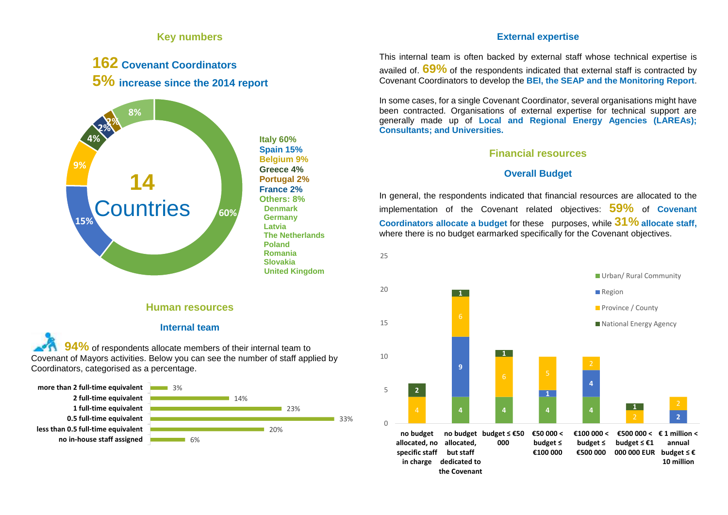## Key numbers

**162 Covenant Coordinators**

**5% increase since the 2014 report**

**14 Countries**

- Italy 60%
- Spain 15%
- Belgium 9%
- Greece 4%
- Portugal 2%
- France 2%
- Others: 8%
  - Denmark
  - Germany
  - Latvia
  - The Netherlands
  - Poland
  - Romania
  - Slovakia
  - United Kingdom

## Human resources

### Internal team

**94%** of respondents allocate members of their internal team to Covenant of Mayors activities. Below you can see the number of staff applied by Coordinators, categorised as a percentage.

| Staff | % |
|---|---|
| more than 2 full-time equivalent | 3% |
| 2 full-time equivalent | 14% |
| 1 full-time equivalent | 23% |
| 0.5 full-time equivalent | 33% |
| less than 0.5 full-time equivalent | 20% |
| no in-house staff assigned | 6% |

### External expertise

This internal team is often backed by external staff whose technical expertise is availed of. **69%** of the respondents indicated that external staff is contracted by Covenant Coordinators to develop the **BEI, the SEAP and the Monitoring Report**.

In some cases, for a single Covenant Coordinator, several organisations might have been contracted. Organisations of external expertise for technical support are generally made up of **Local and Regional Energy Agencies (LAREAs); Consultants; and Universities.**

## Financial resources

### Overall Budget

In general, the respondents indicated that financial resources are allocated to the implementation of the Covenant related objectives: **59%** of **Covenant Coordinators allocate a budget** for these purposes, while **31% allocate staff,** where there is no budget earmarked specifically for the Covenant objectives.

| | Urban/ Rural Community | Region | Province / County | National Energy Agency |
|---|---|---|---|---|
| no budget allocated, no specific staff in charge | | | 4 | 2 |
| no budget allocated, but staff dedicated to the Covenant | 4 | 9 | 6 | 1 |
| budget ≤ €50 000 | 4 | | 6 | 1 |
| €50 000 < budget ≤ €100 000 | 4 | 1 | 5 | |
| €100 000 < budget ≤ €500 000 | 4 | 4 | 2 | |
| €500 000 < budget ≤ €1 000 000 EUR | | | 2 | 1 |
| € 1 million < annual budget ≤ € 10 million | | 2 | 2 | |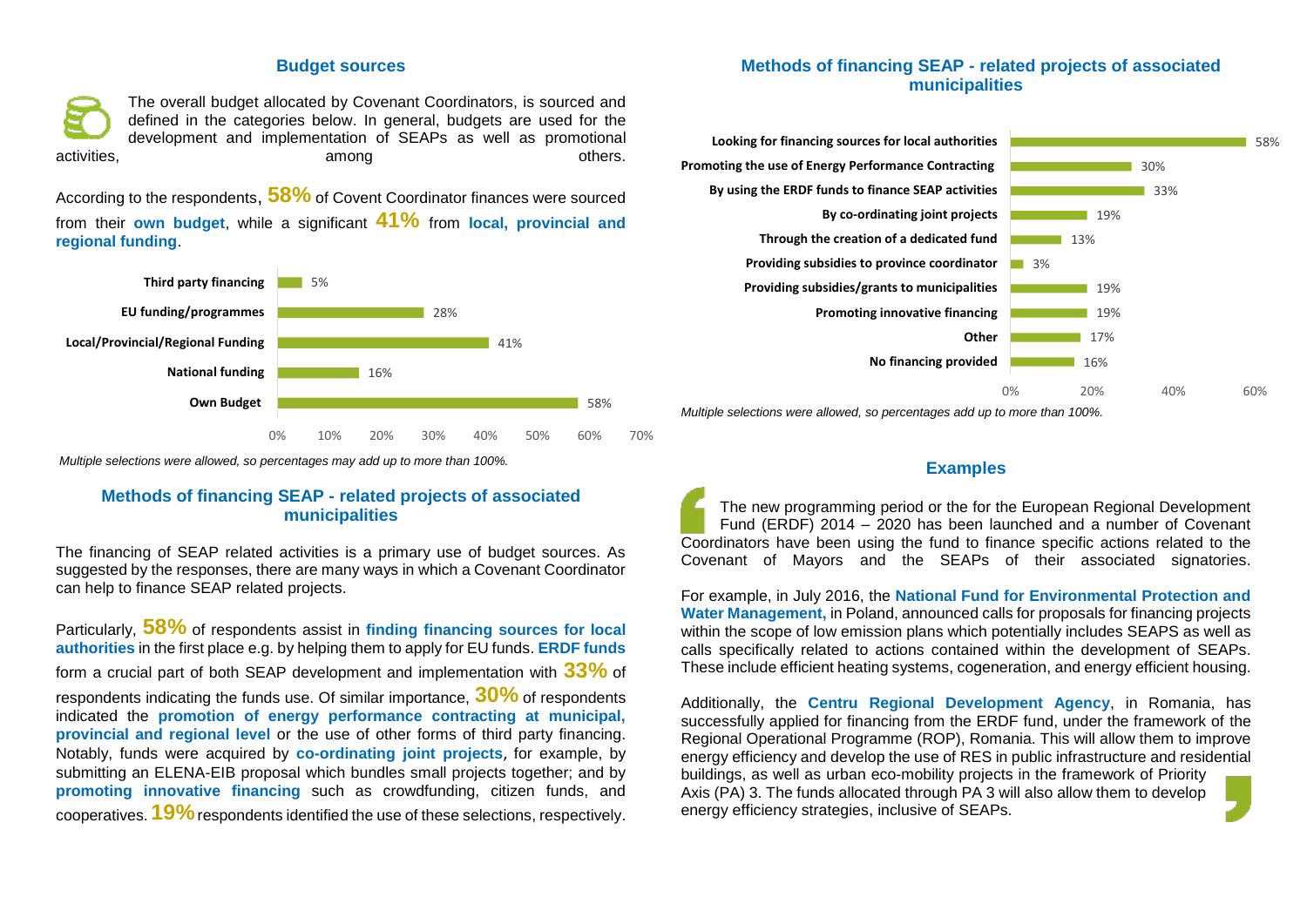## Budget sources

The overall budget allocated by Covenant Coordinators, is sourced and defined in the categories below. In general, budgets are used for the development and implementation of SEAPs as well as promotional activities, among others.

According to the respondents, **58%** of Covent Coordinator finances were sourced from their **own budget**, while a significant **41%** from **local, provincial and regional funding**.

| Source | Percentage |
|---|---|
| Third party financing | 5% |
| EU funding/programmes | 28% |
| Local/Provincial/Regional Funding | 41% |
| National funding | 16% |
| Own Budget | 58% |

*Multiple selections were allowed, so percentages may add up to more than 100%.*

## Methods of financing SEAP - related projects of associated municipalities

The financing of SEAP related activities is a primary use of budget sources. As suggested by the responses, there are many ways in which a Covenant Coordinator can help to finance SEAP related projects.

Particularly, **58%** of respondents assist in **finding financing sources for local authorities** in the first place e.g. by helping them to apply for EU funds. **ERDF funds** form a crucial part of both SEAP development and implementation with **33%** of respondents indicating the funds use. Of similar importance, **30%** of respondents indicated the **promotion of energy performance contracting at municipal, provincial and regional level** or the use of other forms of third party financing. Notably, funds were acquired by **co-ordinating joint projects**, for example, by submitting an ELENA-EIB proposal which bundles small projects together; and by **promoting innovative financing** such as crowdfunding, citizen funds, and cooperatives. **19%** respondents identified the use of these selections, respectively.

## Methods of financing SEAP - related projects of associated municipalities

| Method | Percentage |
|---|---|
| Looking for financing sources for local authorities | 58% |
| Promoting the use of Energy Performance Contracting | 30% |
| By using the ERDF funds to finance SEAP activities | 33% |
| By co-ordinating joint projects | 19% |
| Through the creation of a dedicated fund | 13% |
| Providing subsidies to province coordinator | 3% |
| Providing subsidies/grants to municipalities | 19% |
| Promoting innovative financing | 19% |
| Other | 17% |
| No financing provided | 16% |

*Multiple selections were allowed, so percentages add up to more than 100%.*

## Examples

The new programming period or the for the European Regional Development Fund (ERDF) 2014 – 2020 has been launched and a number of Covenant Coordinators have been using the fund to finance specific actions related to the Covenant of Mayors and the SEAPs of their associated signatories.

For example, in July 2016, the **National Fund for Environmental Protection and Water Management,** in Poland, announced calls for proposals for financing projects within the scope of low emission plans which potentially includes SEAPS as well as calls specifically related to actions contained within the development of SEAPs. These include efficient heating systems, cogeneration, and energy efficient housing.

Additionally, the **Centru Regional Development Agency**, in Romania, has successfully applied for financing from the ERDF fund, under the framework of the Regional Operational Programme (ROP), Romania. This will allow them to improve energy efficiency and develop the use of RES in public infrastructure and residential buildings, as well as urban eco-mobility projects in the framework of Priority Axis (PA) 3. The funds allocated through PA 3 will also allow them to develop energy efficiency strategies, inclusive of SEAPs.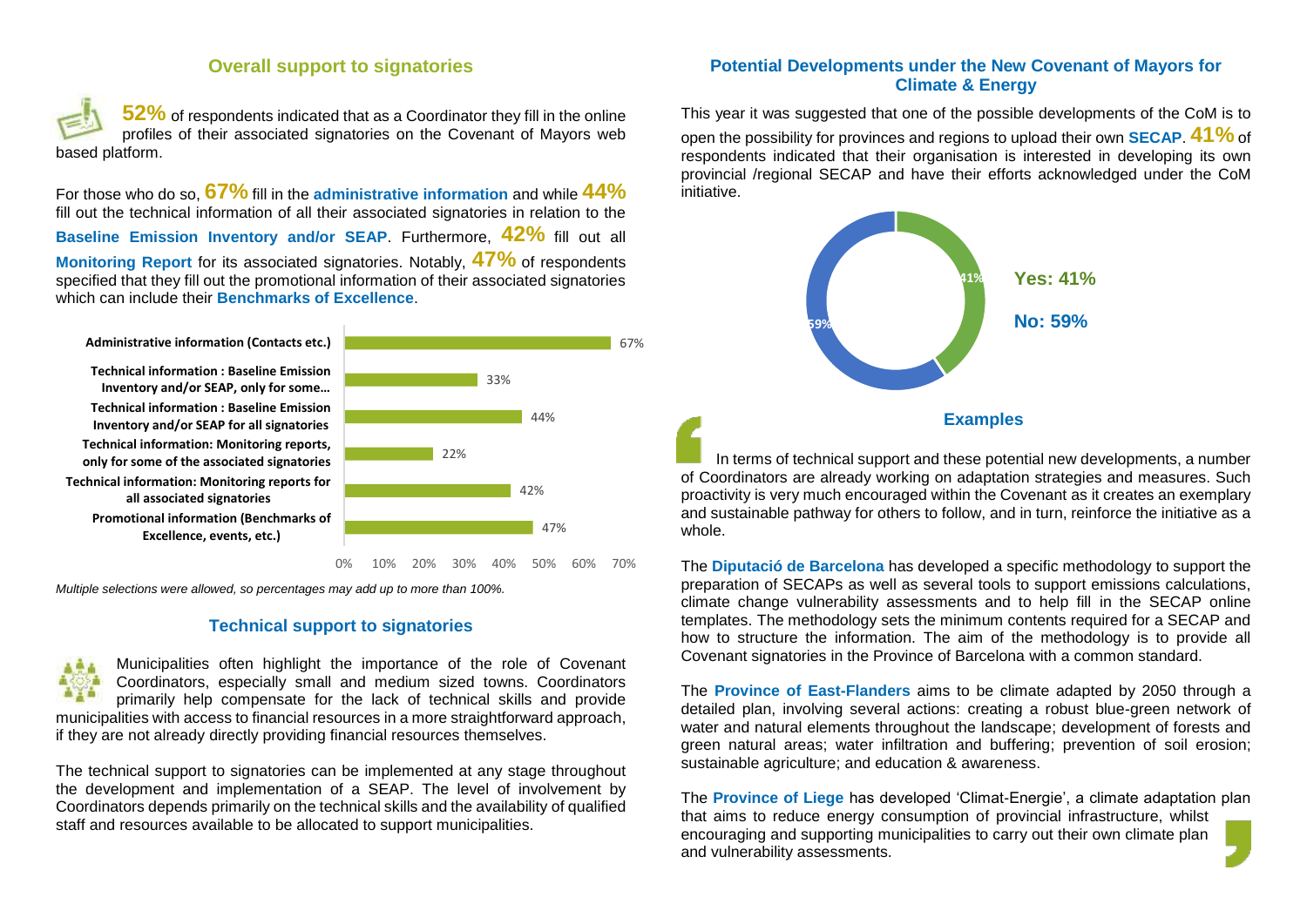## Overall support to signatories

**52%** of respondents indicated that as a Coordinator they fill in the online profiles of their associated signatories on the Covenant of Mayors web based platform.

For those who do so, **67%** fill in the **administrative information** and while **44%** fill out the technical information of all their associated signatories in relation to the **Baseline Emission Inventory and/or SEAP**. Furthermore, **42%** fill out all **Monitoring Report** for its associated signatories. Notably, **47%** of respondents specified that they fill out the promotional information of their associated signatories which can include their **Benchmarks of Excellence**.

| Category | Percentage |
| --- | --- |
| Administrative information (Contacts etc.) | 67% |
| Technical information : Baseline Emission Inventory and/or SEAP, only for some… | 33% |
| Technical information : Baseline Emission Inventory and/or SEAP for all signatories | 44% |
| Technical information: Monitoring reports, only for some of the associated signatories | 22% |
| Technical information: Monitoring reports for all associated signatories | 42% |
| Promotional information (Benchmarks of Excellence, events, etc.) | 47% |

*Multiple selections were allowed, so percentages may add up to more than 100%.*

## Technical support to signatories

Municipalities often highlight the importance of the role of Covenant Coordinators, especially small and medium sized towns. Coordinators primarily help compensate for the lack of technical skills and provide municipalities with access to financial resources in a more straightforward approach, if they are not already directly providing financial resources themselves.

The technical support to signatories can be implemented at any stage throughout the development and implementation of a SEAP. The level of involvement by Coordinators depends primarily on the technical skills and the availability of qualified staff and resources available to be allocated to support municipalities.

## Potential Developments under the New Covenant of Mayors for Climate & Energy

This year it was suggested that one of the possible developments of the CoM is to open the possibility for provinces and regions to upload their own **SECAP**. **41%** of respondents indicated that their organisation is interested in developing its own provincial /regional SECAP and have their efforts acknowledged under the CoM initiative.

**Yes: 41%**

**No: 59%**

### Examples

In terms of technical support and these potential new developments, a number of Coordinators are already working on adaptation strategies and measures. Such proactivity is very much encouraged within the Covenant as it creates an exemplary and sustainable pathway for others to follow, and in turn, reinforce the initiative as a whole.

The **Diputació de Barcelona** has developed a specific methodology to support the preparation of SECAPs as well as several tools to support emissions calculations, climate change vulnerability assessments and to help fill in the SECAP online templates. The methodology sets the minimum contents required for a SECAP and how to structure the information. The aim of the methodology is to provide all Covenant signatories in the Province of Barcelona with a common standard.

The **Province of East-Flanders** aims to be climate adapted by 2050 through a detailed plan, involving several actions: creating a robust blue-green network of water and natural elements throughout the landscape; development of forests and green natural areas; water infiltration and buffering; prevention of soil erosion; sustainable agriculture; and education & awareness.

The **Province of Liege** has developed 'Climat-Energie', a climate adaptation plan that aims to reduce energy consumption of provincial infrastructure, whilst encouraging and supporting municipalities to carry out their own climate plan and vulnerability assessments.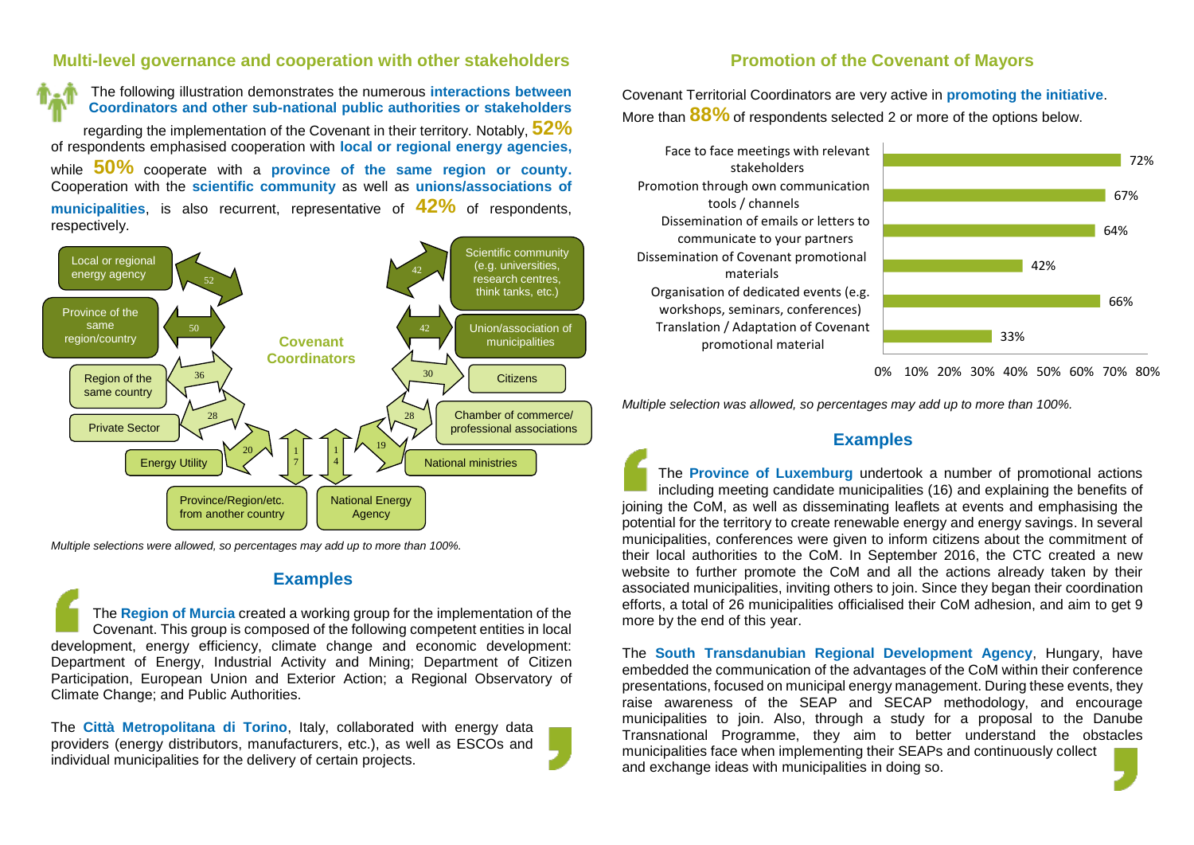## Multi-level governance and cooperation with other stakeholders

The following illustration demonstrates the numerous **interactions between Coordinators and other sub-national public authorities or stakeholders** regarding the implementation of the Covenant in their territory. Notably, **52%** of respondents emphasised cooperation with **local or regional energy agencies,** while **50%** cooperate with a **province of the same region or county.** Cooperation with the **scientific community** as well as **unions/associations of municipalities**, is also recurrent, representative of **42%** of respondents, respectively.

Covenant Coordinators

Local or regional energy agency 52

Province of the same region/country 50

Region of the same country 36

Private Sector 28

Energy Utility 20

Province/Region/etc. from another country 17

National Energy Agency 14

National ministries 19

Chamber of commerce/ professional associations 28

Citizens 30

Union/association of municipalities 42

Scientific community (e.g. universities, research centres, think tanks, etc.) 42

*Multiple selections were allowed, so percentages may add up to more than 100%.*

### Examples

The **Region of Murcia** created a working group for the implementation of the Covenant. This group is composed of the following competent entities in local development, energy efficiency, climate change and economic development: Department of Energy, Industrial Activity and Mining; Department of Citizen Participation, European Union and Exterior Action; a Regional Observatory of Climate Change; and Public Authorities.

The **Città Metropolitana di Torino**, Italy, collaborated with energy data providers (energy distributors, manufacturers, etc.), as well as ESCOs and individual municipalities for the delivery of certain projects.

## Promotion of the Covenant of Mayors

Covenant Territorial Coordinators are very active in **promoting the initiative**. More than **88%** of respondents selected 2 or more of the options below.

Face to face meetings with relevant stakeholders 72%

Promotion through own communication tools / channels 67%

Dissemination of emails or letters to communicate to your partners 64%

Dissemination of Covenant promotional materials 42%

Organisation of dedicated events (e.g. workshops, seminars, conferences) 66%

Translation / Adaptation of Covenant promotional material 33%

0% 10% 20% 30% 40% 50% 60% 70% 80%

*Multiple selection was allowed, so percentages may add up to more than 100%.*

### Examples

The **Province of Luxemburg** undertook a number of promotional actions including meeting candidate municipalities (16) and explaining the benefits of joining the CoM, as well as disseminating leaflets at events and emphasising the potential for the territory to create renewable energy and energy savings. In several municipalities, conferences were given to inform citizens about the commitment of their local authorities to the CoM. In September 2016, the CTC created a new website to further promote the CoM and all the actions already taken by their associated municipalities, inviting others to join. Since they began their coordination efforts, a total of 26 municipalities officialised their CoM adhesion, and aim to get 9 more by the end of this year.

The **South Transdanubian Regional Development Agency**, Hungary, have embedded the communication of the advantages of the CoM within their conference presentations, focused on municipal energy management. During these events, they raise awareness of the SEAP and SECAP methodology, and encourage municipalities to join. Also, through a study for a proposal to the Danube Transnational Programme, they aim to better understand the obstacles municipalities face when implementing their SEAPs and continuously collect and exchange ideas with municipalities in doing so.